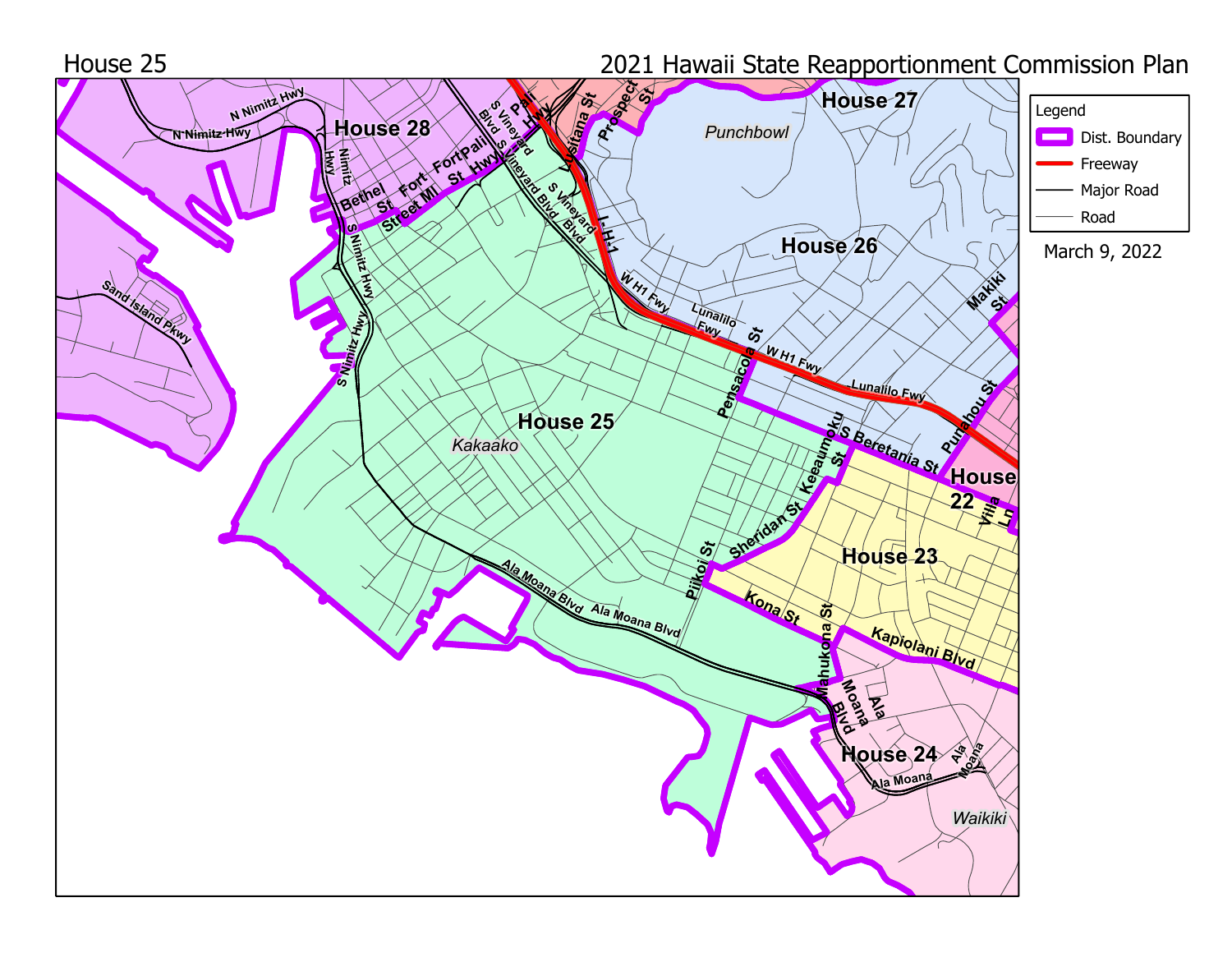House 25

2021 Hawaii State Reapportionment Commission Plan

Legend
- Dist. Boundary
- Freeway
- Major Road
- Road

March 9, 2022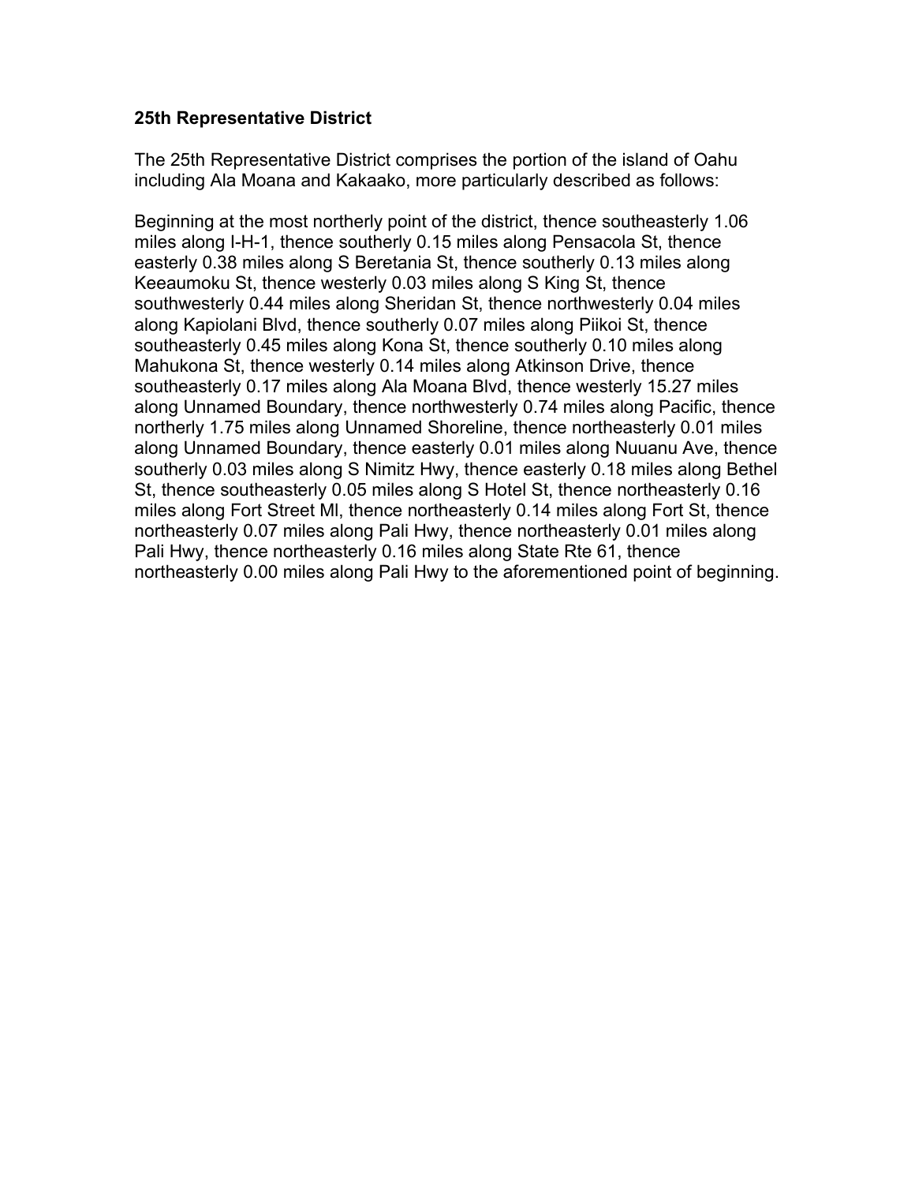**25th Representative District**

The 25th Representative District comprises the portion of the island of Oahu including Ala Moana and Kakaako, more particularly described as follows:

Beginning at the most northerly point of the district, thence southeasterly 1.06 miles along I-H-1, thence southerly 0.15 miles along Pensacola St, thence easterly 0.38 miles along S Beretania St, thence southerly 0.13 miles along Keeaumoku St, thence westerly 0.03 miles along S King St, thence southwesterly 0.44 miles along Sheridan St, thence northwesterly 0.04 miles along Kapiolani Blvd, thence southerly 0.07 miles along Piikoi St, thence southeasterly 0.45 miles along Kona St, thence southerly 0.10 miles along Mahukona St, thence westerly 0.14 miles along Atkinson Drive, thence southeasterly 0.17 miles along Ala Moana Blvd, thence westerly 15.27 miles along Unnamed Boundary, thence northwesterly 0.74 miles along Pacific, thence northerly 1.75 miles along Unnamed Shoreline, thence northeasterly 0.01 miles along Unnamed Boundary, thence easterly 0.01 miles along Nuuanu Ave, thence southerly 0.03 miles along S Nimitz Hwy, thence easterly 0.18 miles along Bethel St, thence southeasterly 0.05 miles along S Hotel St, thence northeasterly 0.16 miles along Fort Street Ml, thence northeasterly 0.14 miles along Fort St, thence northeasterly 0.07 miles along Pali Hwy, thence northeasterly 0.01 miles along Pali Hwy, thence northeasterly 0.16 miles along State Rte 61, thence northeasterly 0.00 miles along Pali Hwy to the aforementioned point of beginning.